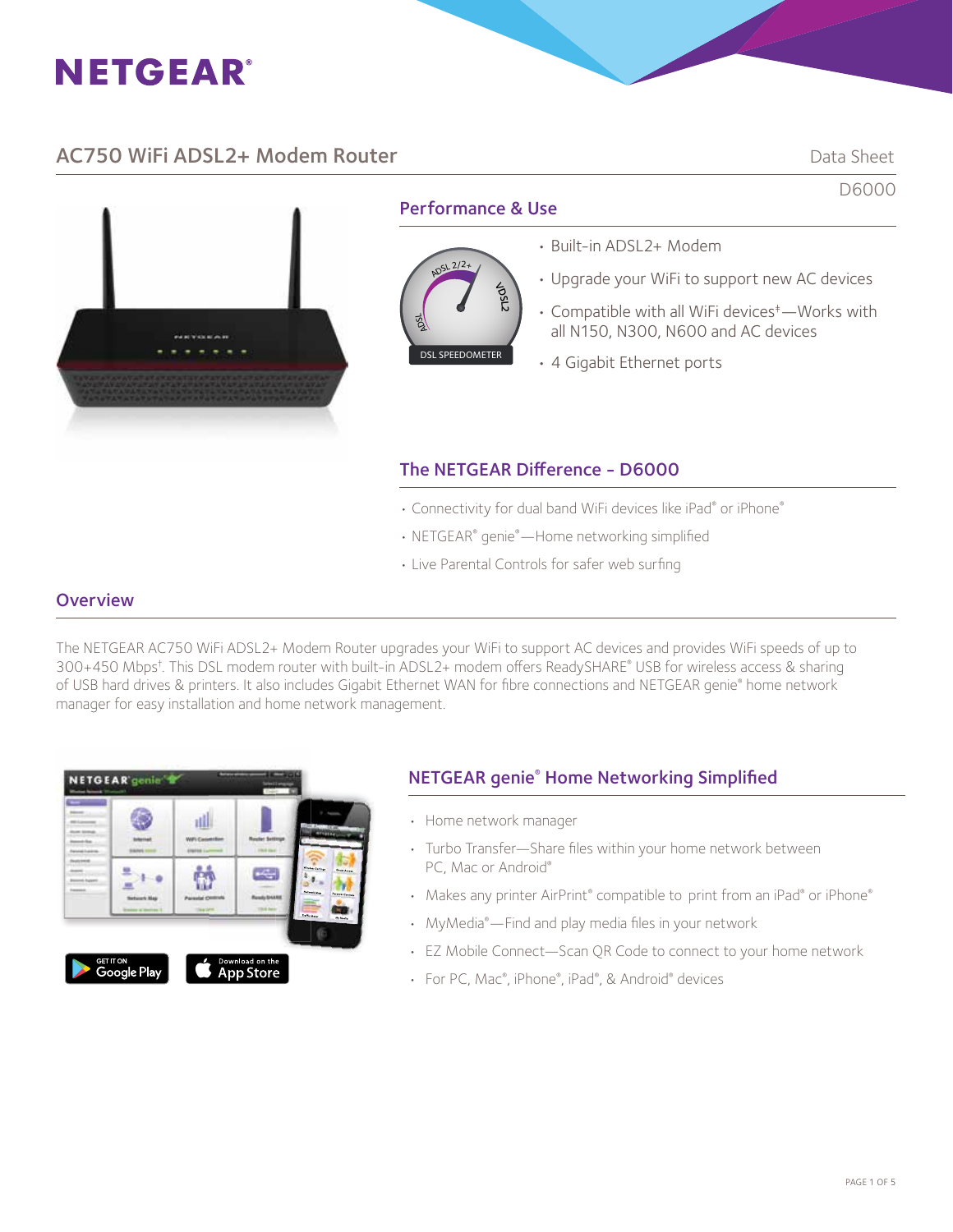NETGEAR®

# AC750 WiFi ADSL2+ Modem Router

Data Sheet

D6000

## Performance & Use

DSL SPEEDOMETER

- Built-in ADSL2+ Modem
- Upgrade your WiFi to support new AC devices
- Compatible with all WiFi devices†—Works with all N150, N300, N600 and AC devices
- 4 Gigabit Ethernet ports

## The NETGEAR Difference - D6000

- Connectivity for dual band WiFi devices like iPad® or iPhone®
- NETGEAR® genie®—Home networking simplified
- Live Parental Controls for safer web surfing

## Overview

The NETGEAR AC750 WiFi ADSL2+ Modem Router upgrades your WiFi to support AC devices and provides WiFi speeds of up to 300+450 Mbps†. This DSL modem router with built-in ADSL2+ modem offers ReadySHARE® USB for wireless access & sharing of USB hard drives & printers. It also includes Gigabit Ethernet WAN for fibre connections and NETGEAR genie® home network manager for easy installation and home network management.

## NETGEAR genie® Home Networking Simplified

- Home network manager
- Turbo Transfer—Share files within your home network between PC, Mac or Android®
- Makes any printer AirPrint® compatible to print from an iPad® or iPhone®
- MyMedia®—Find and play media files in your network
- EZ Mobile Connect—Scan QR Code to connect to your home network
- For PC, Mac®, iPhone®, iPad®, & Android® devices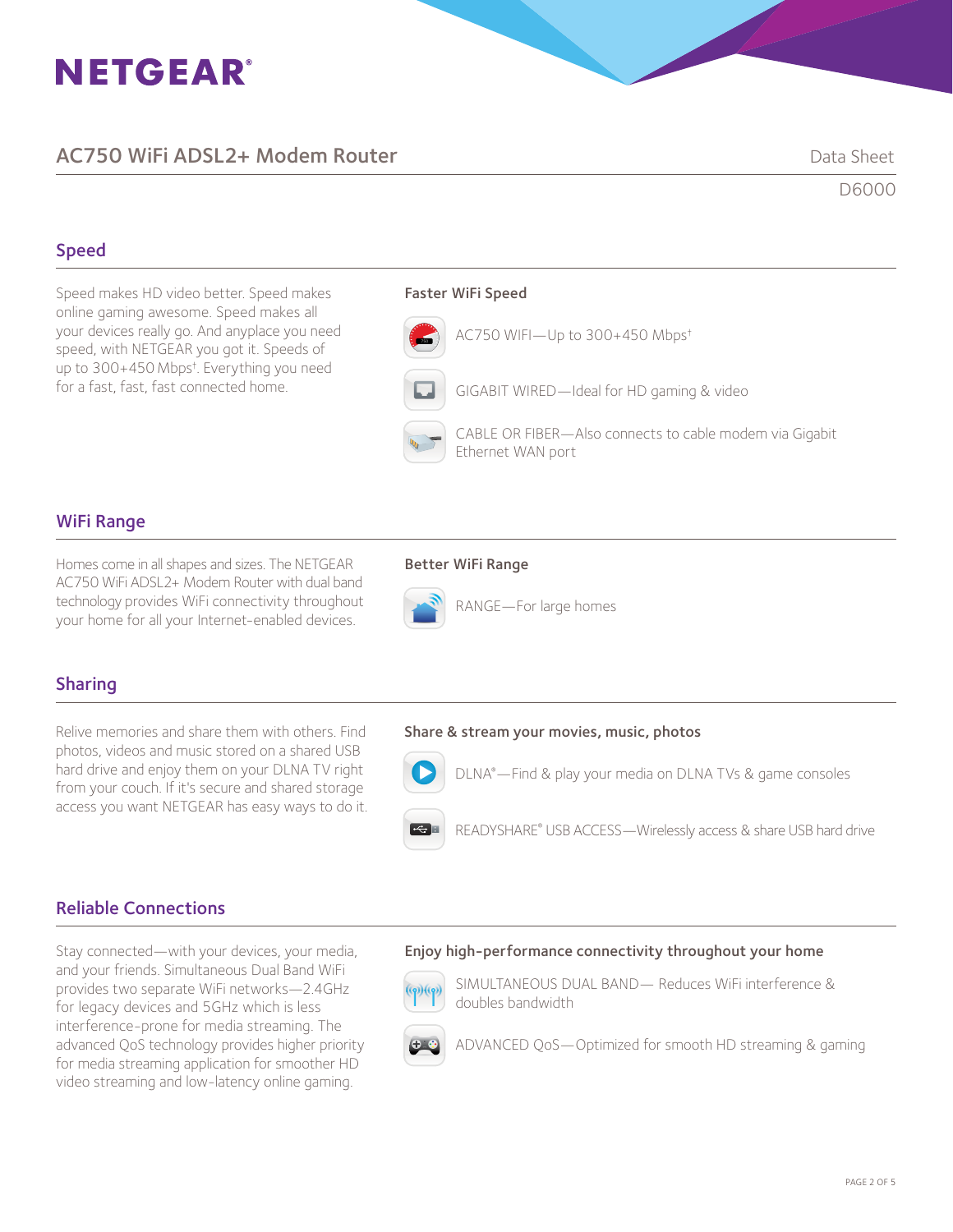NETGEAR®

## AC750 WiFi ADSL2+ Modem Router

Data Sheet

D6000

### Speed

Speed makes HD video better. Speed makes online gaming awesome. Speed makes all your devices really go. And anyplace you need speed, with NETGEAR you got it. Speeds of up to 300+450 Mbps†. Everything you need for a fast, fast, fast connected home.

**Faster WiFi Speed**

- AC750 WIFI—Up to 300+450 Mbps†
- GIGABIT WIRED—Ideal for HD gaming & video
- CABLE OR FIBER—Also connects to cable modem via Gigabit Ethernet WAN port

### WiFi Range

Homes come in all shapes and sizes. The NETGEAR AC750 WiFi ADSL2+ Modem Router with dual band technology provides WiFi connectivity throughout your home for all your Internet-enabled devices.

**Better WiFi Range**

- RANGE—For large homes

### Sharing

Relive memories and share them with others. Find photos, videos and music stored on a shared USB hard drive and enjoy them on your DLNA TV right from your couch. If it's secure and shared storage access you want NETGEAR has easy ways to do it.

**Share & stream your movies, music, photos**

- DLNA®—Find & play your media on DLNA TVs & game consoles
- READYSHARE® USB ACCESS—Wirelessly access & share USB hard drive

### Reliable Connections

Stay connected—with your devices, your media, and your friends. Simultaneous Dual Band WiFi provides two separate WiFi networks—2.4GHz for legacy devices and 5GHz which is less interference-prone for media streaming. The advanced QoS technology provides higher priority for media streaming application for smoother HD video streaming and low-latency online gaming.

**Enjoy high-performance connectivity throughout your home**

- SIMULTANEOUS DUAL BAND— Reduces WiFi interference & doubles bandwidth
- ADVANCED QoS—Optimized for smooth HD streaming & gaming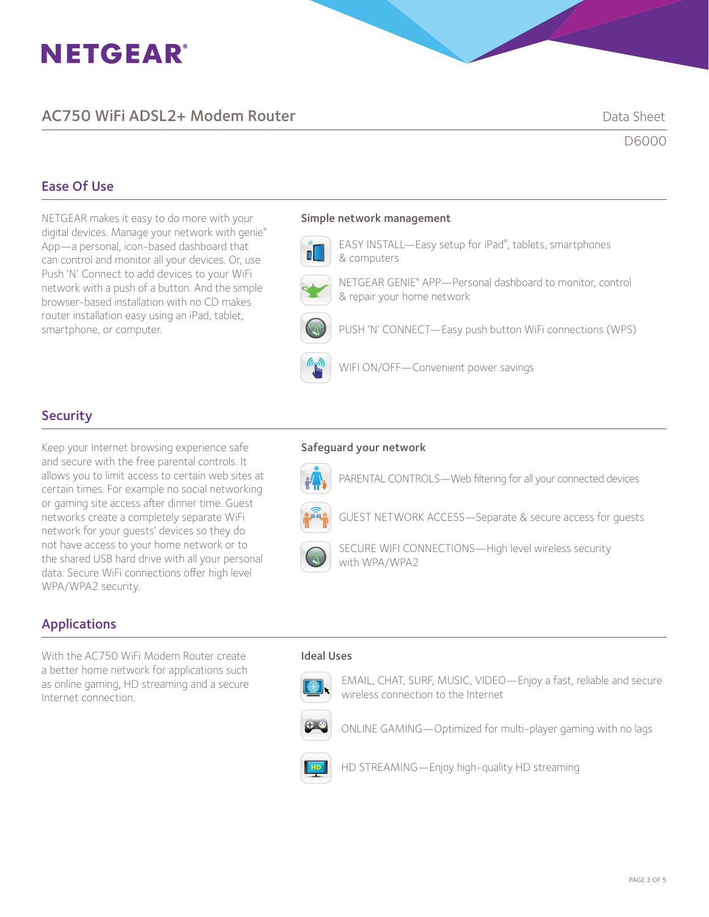# AC750 WiFi ADSL2+ Modem Router

Data Sheet

D6000

## Ease Of Use

NETGEAR makes it easy to do more with your digital devices. Manage your network with genie® App—a personal, icon-based dashboard that can control and monitor all your devices. Or, use Push 'N' Connect to add devices to your WiFi network with a push of a button. And the simple browser-based installation with no CD makes router installation easy using an iPad, tablet, smartphone, or computer.

### Simple network management

- EASY INSTALL—Easy setup for iPad®, tablets, smartphones & computers
- NETGEAR GENIE® APP—Personal dashboard to monitor, control & repair your home network
- PUSH 'N' CONNECT—Easy push button WiFi connections (WPS)
- WIFI ON/OFF—Convenient power savings

## Security

Keep your Internet browsing experience safe and secure with the free parental controls. It allows you to limit access to certain web sites at certain times. For example no social networking or gaming site access after dinner time. Guest networks create a completely separate WiFi network for your guests' devices so they do not have access to your home network or to the shared USB hard drive with all your personal data. Secure WiFi connections offer high level WPA/WPA2 security.

### Safeguard your network

- PARENTAL CONTROLS—Web filtering for all your connected devices
- GUEST NETWORK ACCESS—Separate & secure access for guests
- SECURE WIFI CONNECTIONS—High level wireless security with WPA/WPA2

## Applications

With the AC750 WiFi Modem Router create a better home network for applications such as online gaming, HD streaming and a secure Internet connection.

### Ideal Uses

- EMAIL, CHAT, SURF, MUSIC, VIDEO—Enjoy a fast, reliable and secure wireless connection to the Internet
- ONLINE GAMING—Optimized for multi-player gaming with no lags
- HD STREAMING—Enjoy high-quality HD streaming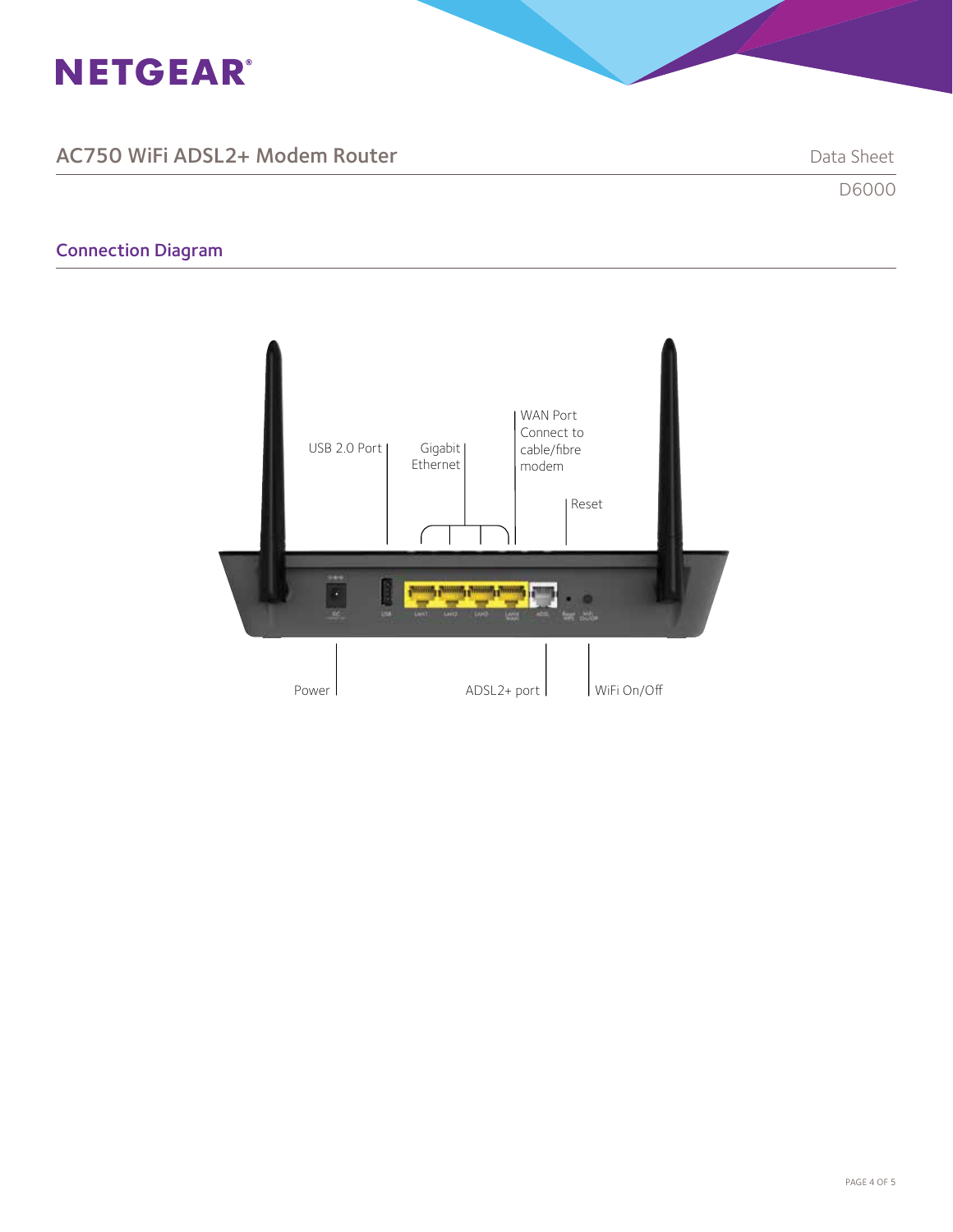## Connection Diagram

USB 2.0 Port

Gigabit Ethernet

WAN Port Connect to cable/fibre modem

Reset

Power

ADSL2+ port

WiFi On/Off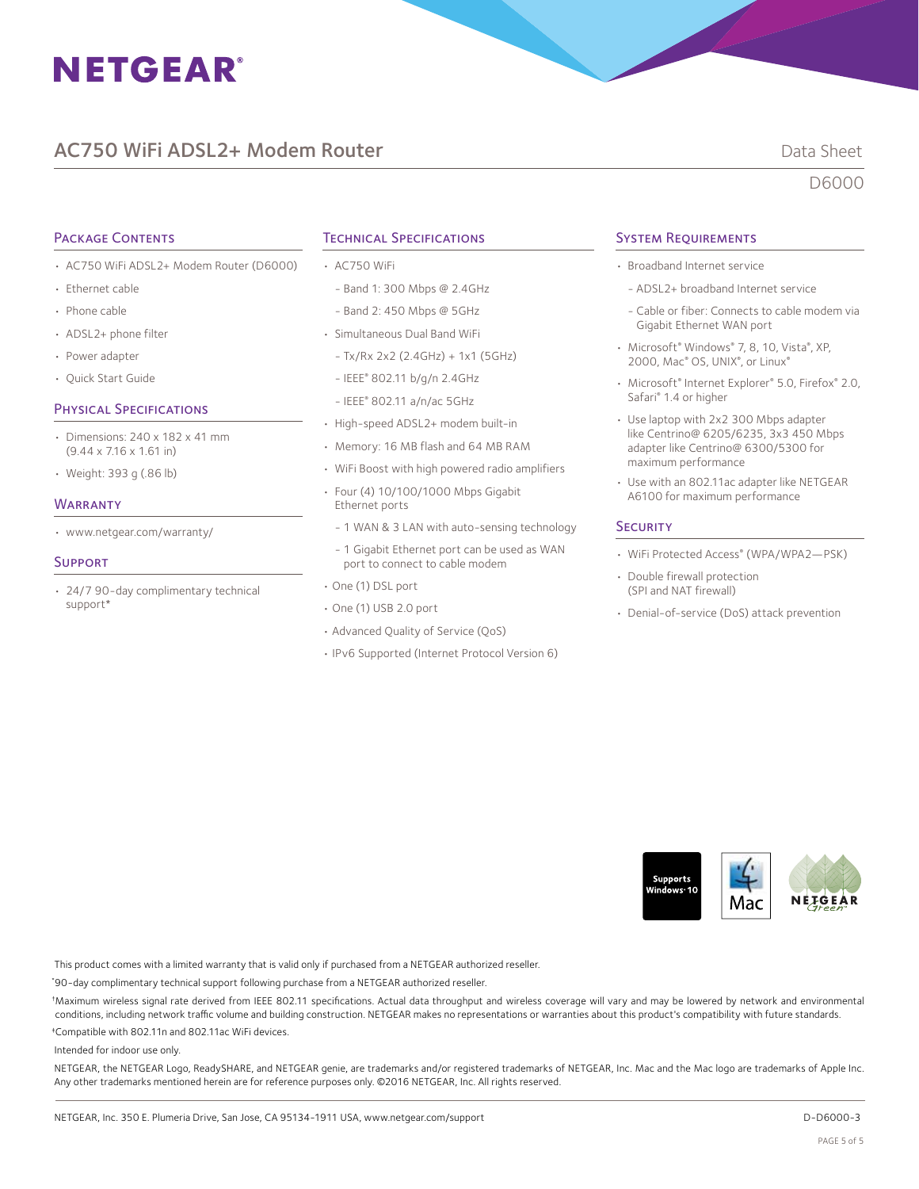# NETGEAR

## AC750 WiFi ADSL2+ Modem Router

Data Sheet

D6000

### Package Contents

- AC750 WiFi ADSL2+ Modem Router (D6000)
- Ethernet cable
- Phone cable
- ADSL2+ phone filter
- Power adapter
- Quick Start Guide

### Physical Specifications

- Dimensions: 240 x 182 x 41 mm (9.44 x 7.16 x 1.61 in)
- Weight: 393 g (.86 lb)

### Warranty

- www.netgear.com/warranty/

### Support

- 24/7 90-day complimentary technical support*

### Technical Specifications

- AC750 WiFi
  - Band 1: 300 Mbps @ 2.4GHz
  - Band 2: 450 Mbps @ 5GHz
- Simultaneous Dual Band WiFi
  - Tx/Rx 2x2 (2.4GHz) + 1x1 (5GHz)
  - IEEE® 802.11 b/g/n 2.4GHz
  - IEEE® 802.11 a/n/ac 5GHz
- High-speed ADSL2+ modem built-in
- Memory: 16 MB flash and 64 MB RAM
- WiFi Boost with high powered radio amplifiers
- Four (4) 10/100/1000 Mbps Gigabit Ethernet ports
  - 1 WAN & 3 LAN with auto-sensing technology
  - 1 Gigabit Ethernet port can be used as WAN port to connect to cable modem
- One (1) DSL port
- One (1) USB 2.0 port
- Advanced Quality of Service (QoS)
- IPv6 Supported (Internet Protocol Version 6)

### System Requirements

- Broadband Internet service
  - ADSL2+ broadband Internet service
  - Cable or fiber: Connects to cable modem via Gigabit Ethernet WAN port
- Microsoft® Windows® 7, 8, 10, Vista®, XP, 2000, Mac® OS, UNIX®, or Linux®
- Microsoft® Internet Explorer® 5.0, Firefox® 2.0, Safari® 1.4 or higher
- Use laptop with 2x2 300 Mbps adapter like Centrino@ 6205/6235, 3x3 450 Mbps adapter like Centrino@ 6300/5300 for maximum performance
- Use with an 802.11ac adapter like NETGEAR A6100 for maximum performance

### Security

- WiFi Protected Access® (WPA/WPA2—PSK)
- Double firewall protection (SPI and NAT firewall)
- Denial-of-service (DoS) attack prevention

Supports Windows 10

Mac

NETGEAR Green

This product comes with a limited warranty that is valid only if purchased from a NETGEAR authorized reseller.

*90-day complimentary technical support following purchase from a NETGEAR authorized reseller.

†Maximum wireless signal rate derived from IEEE 802.11 specifications. Actual data throughput and wireless coverage will vary and may be lowered by network and environmental conditions, including network traffic volume and building construction. NETGEAR makes no representations or warranties about this product's compatibility with future standards.

‡Compatible with 802.11n and 802.11ac WiFi devices.

Intended for indoor use only.

NETGEAR, the NETGEAR Logo, ReadySHARE, and NETGEAR genie, are trademarks and/or registered trademarks of NETGEAR, Inc. Mac and the Mac logo are trademarks of Apple Inc. Any other trademarks mentioned herein are for reference purposes only. ©2016 NETGEAR, Inc. All rights reserved.

NETGEAR, Inc. 350 E. Plumeria Drive, San Jose, CA 95134-1911 USA, www.netgear.com/support

D-D6000-3